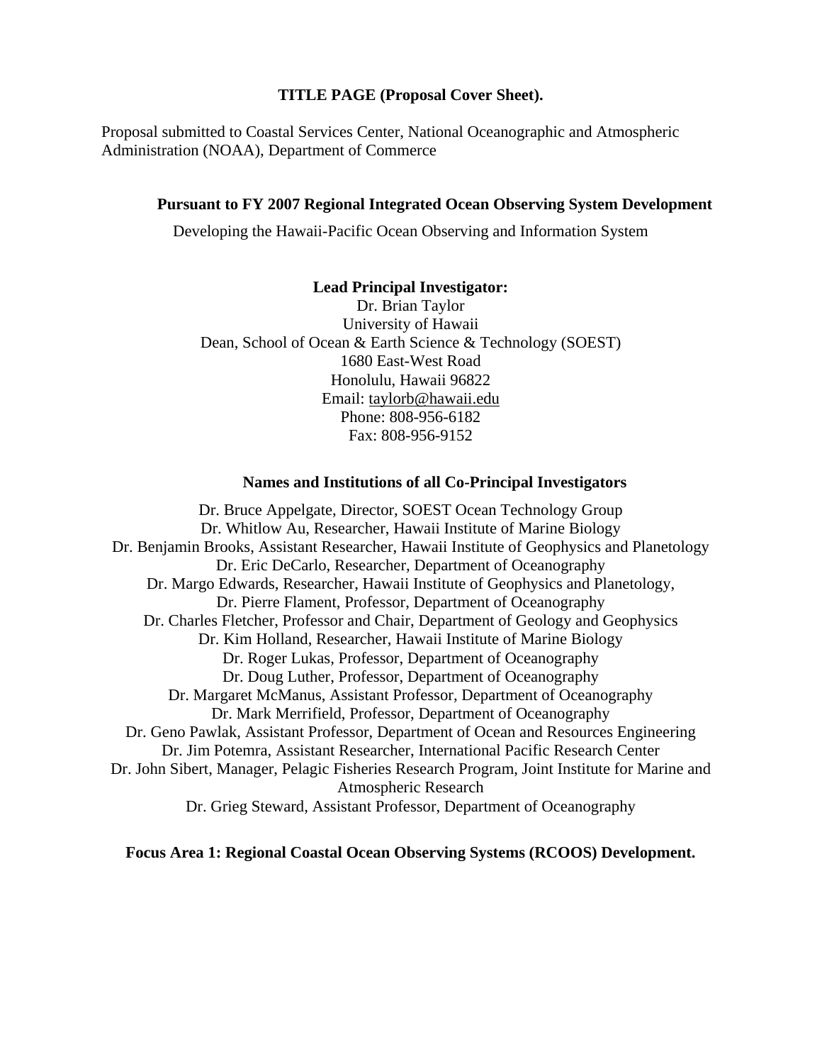**TITLE PAGE (Proposal Cover Sheet).**

Proposal submitted to Coastal Services Center, National Oceanographic and Atmospheric Administration (NOAA), Department of Commerce

**Pursuant to FY 2007 Regional Integrated Ocean Observing System Development**

Developing the Hawaii-Pacific Ocean Observing and Information System

**Lead Principal Investigator:**

Dr. Brian Taylor
University of Hawaii
Dean, School of Ocean & Earth Science & Technology (SOEST)
1680 East-West Road
Honolulu, Hawaii 96822
Email: taylorb@hawaii.edu
Phone: 808-956-6182
Fax: 808-956-9152

**Names and Institutions of all Co-Principal Investigators**

Dr. Bruce Appelgate, Director, SOEST Ocean Technology Group
Dr. Whitlow Au, Researcher, Hawaii Institute of Marine Biology
Dr. Benjamin Brooks, Assistant Researcher, Hawaii Institute of Geophysics and Planetology
Dr. Eric DeCarlo, Researcher, Department of Oceanography
Dr. Margo Edwards, Researcher, Hawaii Institute of Geophysics and Planetology,
Dr. Pierre Flament, Professor, Department of Oceanography
Dr. Charles Fletcher, Professor and Chair, Department of Geology and Geophysics
Dr. Kim Holland, Researcher, Hawaii Institute of Marine Biology
Dr. Roger Lukas, Professor, Department of Oceanography
Dr. Doug Luther, Professor, Department of Oceanography
Dr. Margaret McManus, Assistant Professor, Department of Oceanography
Dr. Mark Merrifield, Professor, Department of Oceanography
Dr. Geno Pawlak, Assistant Professor, Department of Ocean and Resources Engineering
Dr. Jim Potemra, Assistant Researcher, International Pacific Research Center
Dr. John Sibert, Manager, Pelagic Fisheries Research Program, Joint Institute for Marine and Atmospheric Research
Dr. Grieg Steward, Assistant Professor, Department of Oceanography

**Focus Area 1: Regional Coastal Ocean Observing Systems (RCOOS) Development.**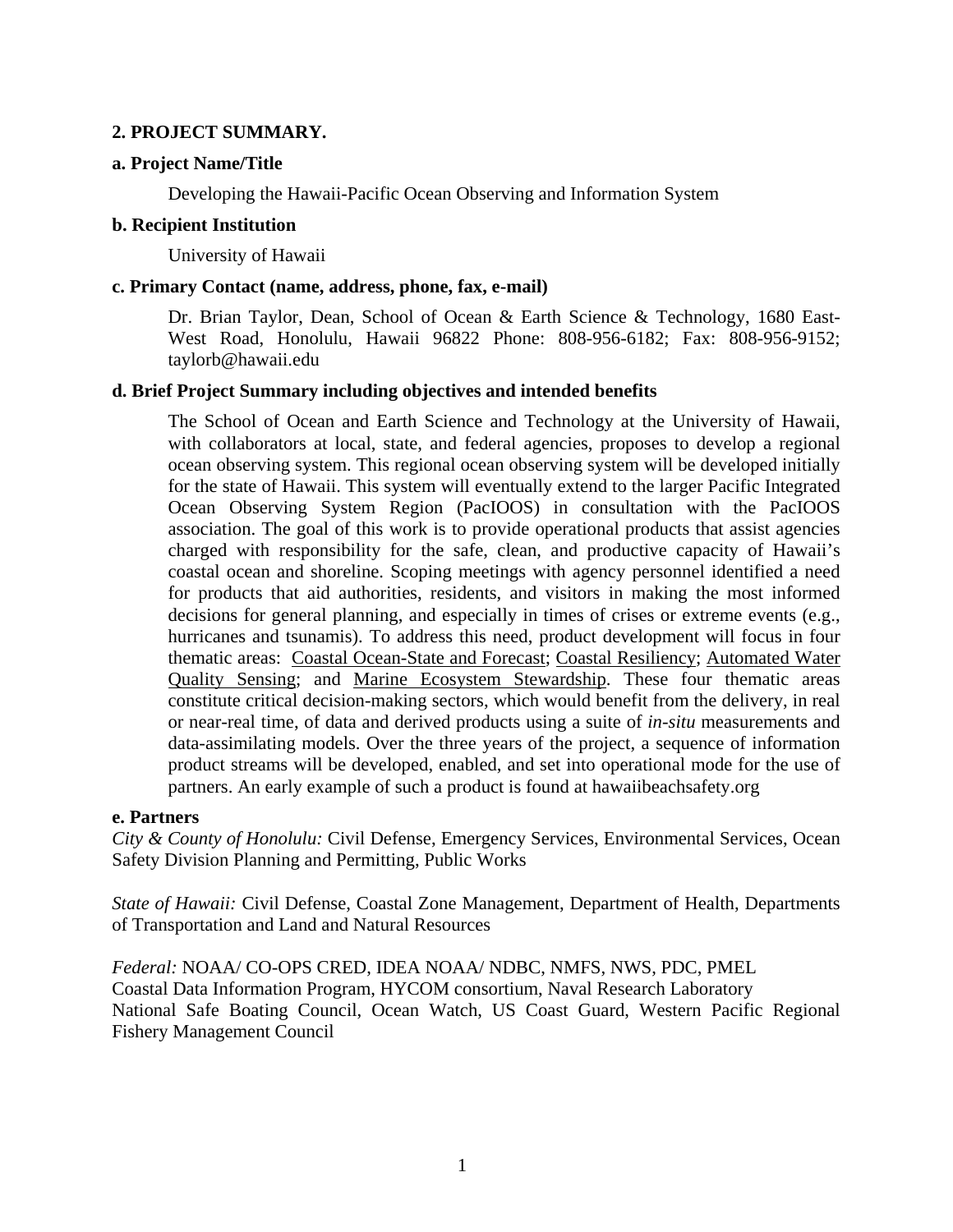## 2. PROJECT SUMMARY.

### a. Project Name/Title

Developing the Hawaii-Pacific Ocean Observing and Information System

### b. Recipient Institution

University of Hawaii

### c. Primary Contact (name, address, phone, fax, e-mail)

Dr. Brian Taylor, Dean, School of Ocean & Earth Science & Technology, 1680 East-West Road, Honolulu, Hawaii 96822 Phone: 808-956-6182; Fax: 808-956-9152; taylorb@hawaii.edu

### d. Brief Project Summary including objectives and intended benefits

The School of Ocean and Earth Science and Technology at the University of Hawaii, with collaborators at local, state, and federal agencies, proposes to develop a regional ocean observing system. This regional ocean observing system will be developed initially for the state of Hawaii. This system will eventually extend to the larger Pacific Integrated Ocean Observing System Region (PacIOOS) in consultation with the PacIOOS association. The goal of this work is to provide operational products that assist agencies charged with responsibility for the safe, clean, and productive capacity of Hawaii's coastal ocean and shoreline. Scoping meetings with agency personnel identified a need for products that aid authorities, residents, and visitors in making the most informed decisions for general planning, and especially in times of crises or extreme events (e.g., hurricanes and tsunamis). To address this need, product development will focus in four thematic areas: <u>Coastal Ocean-State and Forecast</u>; <u>Coastal Resiliency</u>; <u>Automated Water Quality Sensing</u>; and <u>Marine Ecosystem Stewardship</u>. These four thematic areas constitute critical decision-making sectors, which would benefit from the delivery, in real or near-real time, of data and derived products using a suite of *in-situ* measurements and data-assimilating models. Over the three years of the project, a sequence of information product streams will be developed, enabled, and set into operational mode for the use of partners. An early example of such a product is found at hawaiibeachsafety.org

### e. Partners

*City & County of Honolulu:* Civil Defense, Emergency Services, Environmental Services, Ocean Safety Division Planning and Permitting, Public Works

*State of Hawaii:* Civil Defense, Coastal Zone Management, Department of Health, Departments of Transportation and Land and Natural Resources

*Federal:* NOAA/ CO-OPS CRED, IDEA NOAA/ NDBC, NMFS, NWS, PDC, PMEL
Coastal Data Information Program, HYCOM consortium, Naval Research Laboratory
National Safe Boating Council, Ocean Watch, US Coast Guard, Western Pacific Regional Fishery Management Council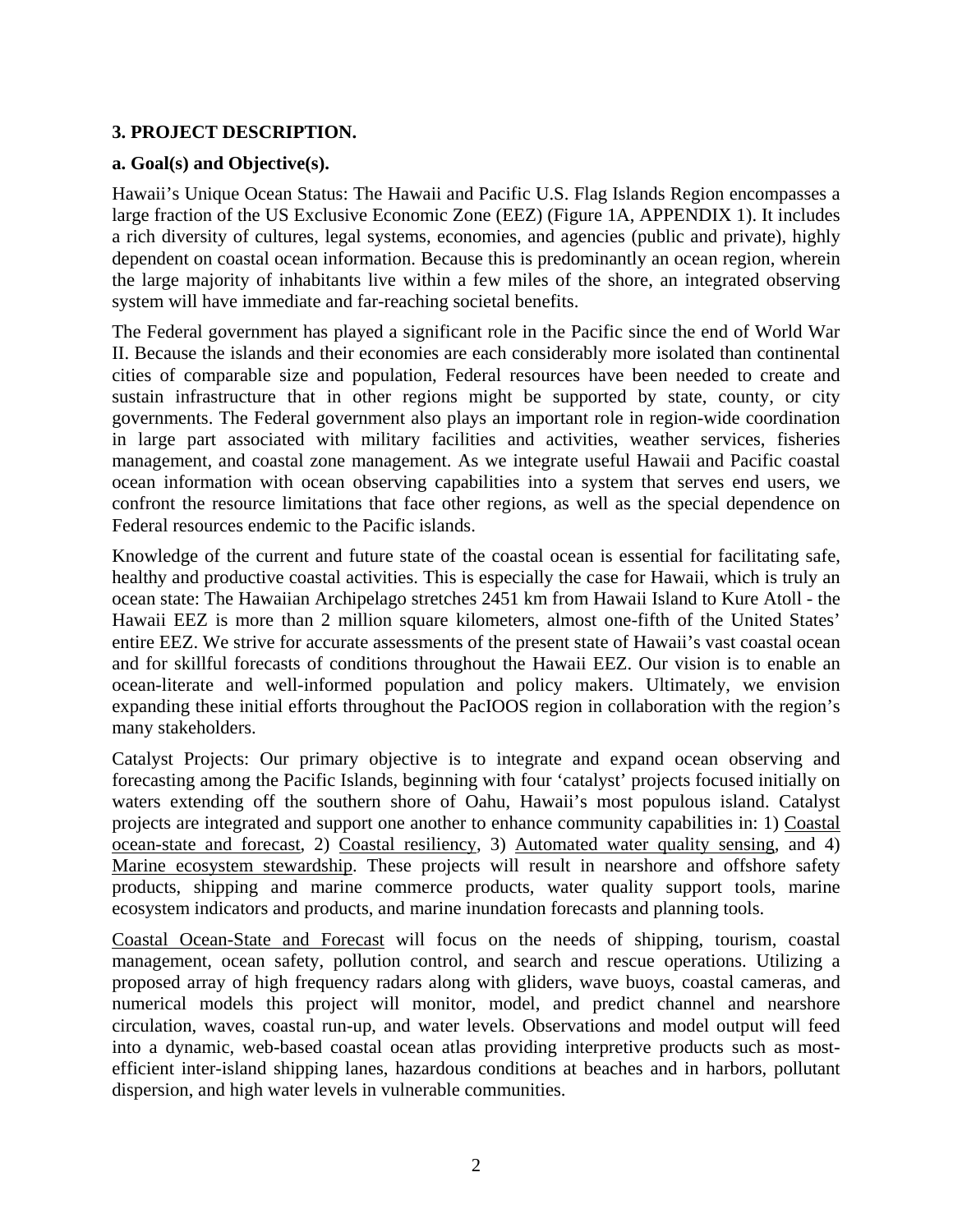### 3. PROJECT DESCRIPTION.

#### a. Goal(s) and Objective(s).

Hawaii's Unique Ocean Status: The Hawaii and Pacific U.S. Flag Islands Region encompasses a large fraction of the US Exclusive Economic Zone (EEZ) (Figure 1A, APPENDIX 1). It includes a rich diversity of cultures, legal systems, economies, and agencies (public and private), highly dependent on coastal ocean information. Because this is predominantly an ocean region, wherein the large majority of inhabitants live within a few miles of the shore, an integrated observing system will have immediate and far-reaching societal benefits.

The Federal government has played a significant role in the Pacific since the end of World War II. Because the islands and their economies are each considerably more isolated than continental cities of comparable size and population, Federal resources have been needed to create and sustain infrastructure that in other regions might be supported by state, county, or city governments. The Federal government also plays an important role in region-wide coordination in large part associated with military facilities and activities, weather services, fisheries management, and coastal zone management. As we integrate useful Hawaii and Pacific coastal ocean information with ocean observing capabilities into a system that serves end users, we confront the resource limitations that face other regions, as well as the special dependence on Federal resources endemic to the Pacific islands.

Knowledge of the current and future state of the coastal ocean is essential for facilitating safe, healthy and productive coastal activities. This is especially the case for Hawaii, which is truly an ocean state: The Hawaiian Archipelago stretches 2451 km from Hawaii Island to Kure Atoll - the Hawaii EEZ is more than 2 million square kilometers, almost one-fifth of the United States' entire EEZ. We strive for accurate assessments of the present state of Hawaii's vast coastal ocean and for skillful forecasts of conditions throughout the Hawaii EEZ. Our vision is to enable an ocean-literate and well-informed population and policy makers. Ultimately, we envision expanding these initial efforts throughout the PacIOOS region in collaboration with the region's many stakeholders.

Catalyst Projects: Our primary objective is to integrate and expand ocean observing and forecasting among the Pacific Islands, beginning with four 'catalyst' projects focused initially on waters extending off the southern shore of Oahu, Hawaii's most populous island. Catalyst projects are integrated and support one another to enhance community capabilities in: 1) Coastal ocean-state and forecast, 2) Coastal resiliency, 3) Automated water quality sensing, and 4) Marine ecosystem stewardship. These projects will result in nearshore and offshore safety products, shipping and marine commerce products, water quality support tools, marine ecosystem indicators and products, and marine inundation forecasts and planning tools.

Coastal Ocean-State and Forecast will focus on the needs of shipping, tourism, coastal management, ocean safety, pollution control, and search and rescue operations. Utilizing a proposed array of high frequency radars along with gliders, wave buoys, coastal cameras, and numerical models this project will monitor, model, and predict channel and nearshore circulation, waves, coastal run-up, and water levels. Observations and model output will feed into a dynamic, web-based coastal ocean atlas providing interpretive products such as most-efficient inter-island shipping lanes, hazardous conditions at beaches and in harbors, pollutant dispersion, and high water levels in vulnerable communities.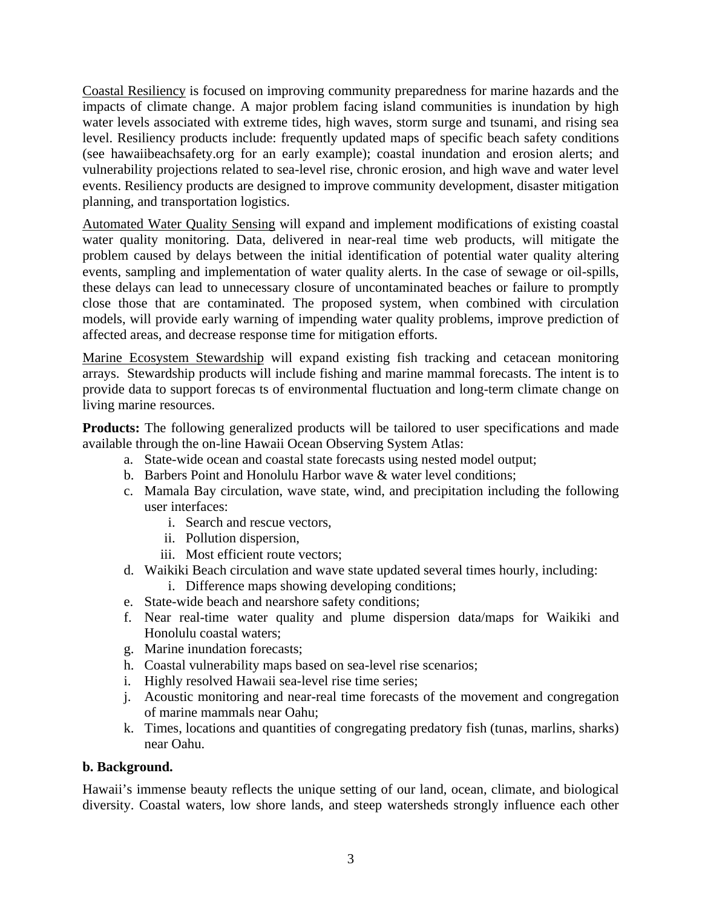Coastal Resiliency is focused on improving community preparedness for marine hazards and the impacts of climate change. A major problem facing island communities is inundation by high water levels associated with extreme tides, high waves, storm surge and tsunami, and rising sea level. Resiliency products include: frequently updated maps of specific beach safety conditions (see hawaiibeachsafety.org for an early example); coastal inundation and erosion alerts; and vulnerability projections related to sea-level rise, chronic erosion, and high wave and water level events. Resiliency products are designed to improve community development, disaster mitigation planning, and transportation logistics.

Automated Water Quality Sensing will expand and implement modifications of existing coastal water quality monitoring. Data, delivered in near-real time web products, will mitigate the problem caused by delays between the initial identification of potential water quality altering events, sampling and implementation of water quality alerts. In the case of sewage or oil-spills, these delays can lead to unnecessary closure of uncontaminated beaches or failure to promptly close those that are contaminated. The proposed system, when combined with circulation models, will provide early warning of impending water quality problems, improve prediction of affected areas, and decrease response time for mitigation efforts.

Marine Ecosystem Stewardship will expand existing fish tracking and cetacean monitoring arrays. Stewardship products will include fishing and marine mammal forecasts. The intent is to provide data to support forecas ts of environmental fluctuation and long-term climate change on living marine resources.

**Products:** The following generalized products will be tailored to user specifications and made available through the on-line Hawaii Ocean Observing System Atlas:

a. State-wide ocean and coastal state forecasts using nested model output;
b. Barbers Point and Honolulu Harbor wave & water level conditions;
c. Mamala Bay circulation, wave state, wind, and precipitation including the following user interfaces:
   i. Search and rescue vectors,
   ii. Pollution dispersion,
   iii. Most efficient route vectors;
d. Waikiki Beach circulation and wave state updated several times hourly, including:
   i. Difference maps showing developing conditions;
e. State-wide beach and nearshore safety conditions;
f. Near real-time water quality and plume dispersion data/maps for Waikiki and Honolulu coastal waters;
g. Marine inundation forecasts;
h. Coastal vulnerability maps based on sea-level rise scenarios;
i. Highly resolved Hawaii sea-level rise time series;
j. Acoustic monitoring and near-real time forecasts of the movement and congregation of marine mammals near Oahu;
k. Times, locations and quantities of congregating predatory fish (tunas, marlins, sharks) near Oahu.

**b. Background.**

Hawaii's immense beauty reflects the unique setting of our land, ocean, climate, and biological diversity. Coastal waters, low shore lands, and steep watersheds strongly influence each other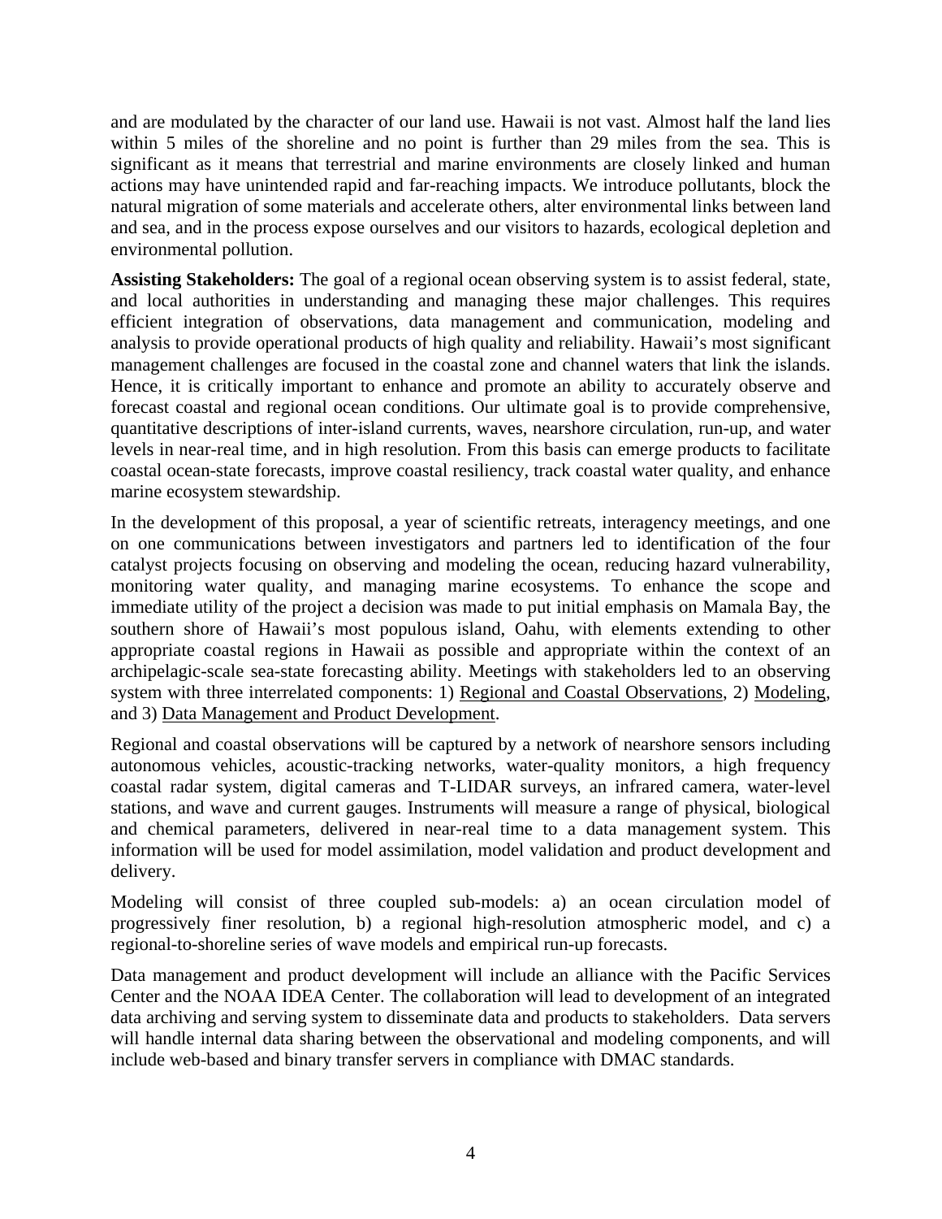and are modulated by the character of our land use. Hawaii is not vast. Almost half the land lies within 5 miles of the shoreline and no point is further than 29 miles from the sea. This is significant as it means that terrestrial and marine environments are closely linked and human actions may have unintended rapid and far-reaching impacts. We introduce pollutants, block the natural migration of some materials and accelerate others, alter environmental links between land and sea, and in the process expose ourselves and our visitors to hazards, ecological depletion and environmental pollution.

**Assisting Stakeholders:** The goal of a regional ocean observing system is to assist federal, state, and local authorities in understanding and managing these major challenges. This requires efficient integration of observations, data management and communication, modeling and analysis to provide operational products of high quality and reliability. Hawaii's most significant management challenges are focused in the coastal zone and channel waters that link the islands. Hence, it is critically important to enhance and promote an ability to accurately observe and forecast coastal and regional ocean conditions. Our ultimate goal is to provide comprehensive, quantitative descriptions of inter-island currents, waves, nearshore circulation, run-up, and water levels in near-real time, and in high resolution. From this basis can emerge products to facilitate coastal ocean-state forecasts, improve coastal resiliency, track coastal water quality, and enhance marine ecosystem stewardship.

In the development of this proposal, a year of scientific retreats, interagency meetings, and one on one communications between investigators and partners led to identification of the four catalyst projects focusing on observing and modeling the ocean, reducing hazard vulnerability, monitoring water quality, and managing marine ecosystems. To enhance the scope and immediate utility of the project a decision was made to put initial emphasis on Mamala Bay, the southern shore of Hawaii's most populous island, Oahu, with elements extending to other appropriate coastal regions in Hawaii as possible and appropriate within the context of an archipelagic-scale sea-state forecasting ability. Meetings with stakeholders led to an observing system with three interrelated components: 1) Regional and Coastal Observations, 2) Modeling, and 3) Data Management and Product Development.

Regional and coastal observations will be captured by a network of nearshore sensors including autonomous vehicles, acoustic-tracking networks, water-quality monitors, a high frequency coastal radar system, digital cameras and T-LIDAR surveys, an infrared camera, water-level stations, and wave and current gauges. Instruments will measure a range of physical, biological and chemical parameters, delivered in near-real time to a data management system. This information will be used for model assimilation, model validation and product development and delivery.

Modeling will consist of three coupled sub-models: a) an ocean circulation model of progressively finer resolution, b) a regional high-resolution atmospheric model, and c) a regional-to-shoreline series of wave models and empirical run-up forecasts.

Data management and product development will include an alliance with the Pacific Services Center and the NOAA IDEA Center. The collaboration will lead to development of an integrated data archiving and serving system to disseminate data and products to stakeholders. Data servers will handle internal data sharing between the observational and modeling components, and will include web-based and binary transfer servers in compliance with DMAC standards.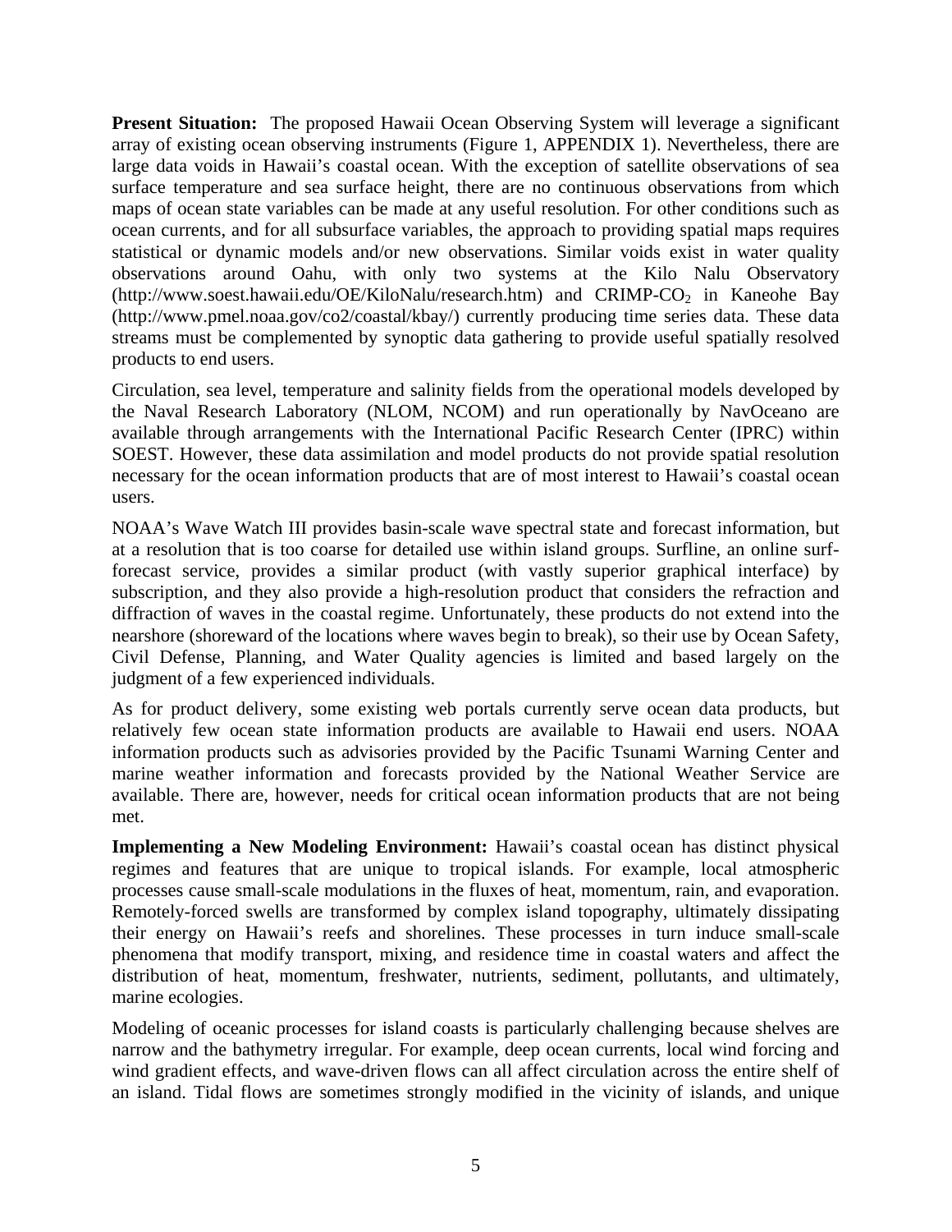**Present Situation:** The proposed Hawaii Ocean Observing System will leverage a significant array of existing ocean observing instruments (Figure 1, APPENDIX 1). Nevertheless, there are large data voids in Hawaii's coastal ocean. With the exception of satellite observations of sea surface temperature and sea surface height, there are no continuous observations from which maps of ocean state variables can be made at any useful resolution. For other conditions such as ocean currents, and for all subsurface variables, the approach to providing spatial maps requires statistical or dynamic models and/or new observations. Similar voids exist in water quality observations around Oahu, with only two systems at the Kilo Nalu Observatory (http://www.soest.hawaii.edu/OE/KiloNalu/research.htm) and CRIMP-$CO_2$ in Kaneohe Bay (http://www.pmel.noaa.gov/co2/coastal/kbay/) currently producing time series data. These data streams must be complemented by synoptic data gathering to provide useful spatially resolved products to end users.

Circulation, sea level, temperature and salinity fields from the operational models developed by the Naval Research Laboratory (NLOM, NCOM) and run operationally by NavOceano are available through arrangements with the International Pacific Research Center (IPRC) within SOEST. However, these data assimilation and model products do not provide spatial resolution necessary for the ocean information products that are of most interest to Hawaii's coastal ocean users.

NOAA's Wave Watch III provides basin-scale wave spectral state and forecast information, but at a resolution that is too coarse for detailed use within island groups. Surfline, an online surf-forecast service, provides a similar product (with vastly superior graphical interface) by subscription, and they also provide a high-resolution product that considers the refraction and diffraction of waves in the coastal regime. Unfortunately, these products do not extend into the nearshore (shoreward of the locations where waves begin to break), so their use by Ocean Safety, Civil Defense, Planning, and Water Quality agencies is limited and based largely on the judgment of a few experienced individuals.

As for product delivery, some existing web portals currently serve ocean data products, but relatively few ocean state information products are available to Hawaii end users. NOAA information products such as advisories provided by the Pacific Tsunami Warning Center and marine weather information and forecasts provided by the National Weather Service are available. There are, however, needs for critical ocean information products that are not being met.

**Implementing a New Modeling Environment:** Hawaii's coastal ocean has distinct physical regimes and features that are unique to tropical islands. For example, local atmospheric processes cause small-scale modulations in the fluxes of heat, momentum, rain, and evaporation. Remotely-forced swells are transformed by complex island topography, ultimately dissipating their energy on Hawaii's reefs and shorelines. These processes in turn induce small-scale phenomena that modify transport, mixing, and residence time in coastal waters and affect the distribution of heat, momentum, freshwater, nutrients, sediment, pollutants, and ultimately, marine ecologies.

Modeling of oceanic processes for island coasts is particularly challenging because shelves are narrow and the bathymetry irregular. For example, deep ocean currents, local wind forcing and wind gradient effects, and wave-driven flows can all affect circulation across the entire shelf of an island. Tidal flows are sometimes strongly modified in the vicinity of islands, and unique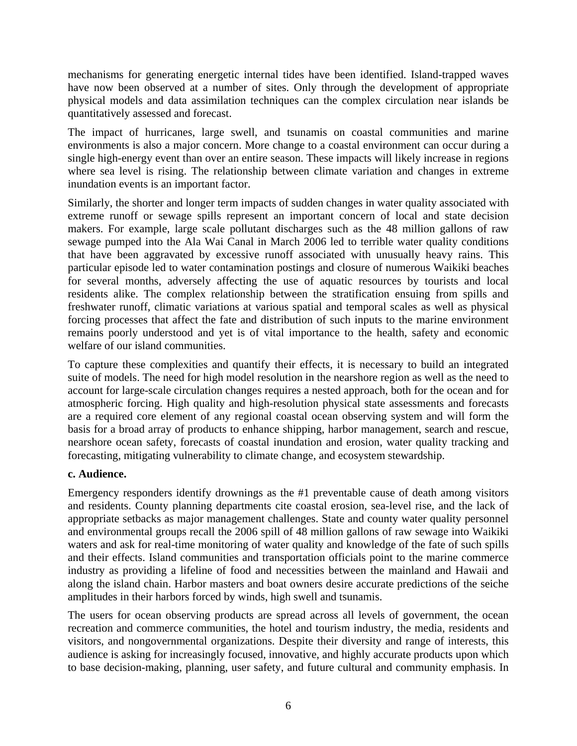mechanisms for generating energetic internal tides have been identified. Island-trapped waves have now been observed at a number of sites. Only through the development of appropriate physical models and data assimilation techniques can the complex circulation near islands be quantitatively assessed and forecast.

The impact of hurricanes, large swell, and tsunamis on coastal communities and marine environments is also a major concern. More change to a coastal environment can occur during a single high-energy event than over an entire season. These impacts will likely increase in regions where sea level is rising. The relationship between climate variation and changes in extreme inundation events is an important factor.

Similarly, the shorter and longer term impacts of sudden changes in water quality associated with extreme runoff or sewage spills represent an important concern of local and state decision makers. For example, large scale pollutant discharges such as the 48 million gallons of raw sewage pumped into the Ala Wai Canal in March 2006 led to terrible water quality conditions that have been aggravated by excessive runoff associated with unusually heavy rains. This particular episode led to water contamination postings and closure of numerous Waikiki beaches for several months, adversely affecting the use of aquatic resources by tourists and local residents alike. The complex relationship between the stratification ensuing from spills and freshwater runoff, climatic variations at various spatial and temporal scales as well as physical forcing processes that affect the fate and distribution of such inputs to the marine environment remains poorly understood and yet is of vital importance to the health, safety and economic welfare of our island communities.

To capture these complexities and quantify their effects, it is necessary to build an integrated suite of models. The need for high model resolution in the nearshore region as well as the need to account for large-scale circulation changes requires a nested approach, both for the ocean and for atmospheric forcing. High quality and high-resolution physical state assessments and forecasts are a required core element of any regional coastal ocean observing system and will form the basis for a broad array of products to enhance shipping, harbor management, search and rescue, nearshore ocean safety, forecasts of coastal inundation and erosion, water quality tracking and forecasting, mitigating vulnerability to climate change, and ecosystem stewardship.

**c. Audience.**

Emergency responders identify drownings as the #1 preventable cause of death among visitors and residents. County planning departments cite coastal erosion, sea-level rise, and the lack of appropriate setbacks as major management challenges. State and county water quality personnel and environmental groups recall the 2006 spill of 48 million gallons of raw sewage into Waikiki waters and ask for real-time monitoring of water quality and knowledge of the fate of such spills and their effects. Island communities and transportation officials point to the marine commerce industry as providing a lifeline of food and necessities between the mainland and Hawaii and along the island chain. Harbor masters and boat owners desire accurate predictions of the seiche amplitudes in their harbors forced by winds, high swell and tsunamis.

The users for ocean observing products are spread across all levels of government, the ocean recreation and commerce communities, the hotel and tourism industry, the media, residents and visitors, and nongovernmental organizations. Despite their diversity and range of interests, this audience is asking for increasingly focused, innovative, and highly accurate products upon which to base decision-making, planning, user safety, and future cultural and community emphasis. In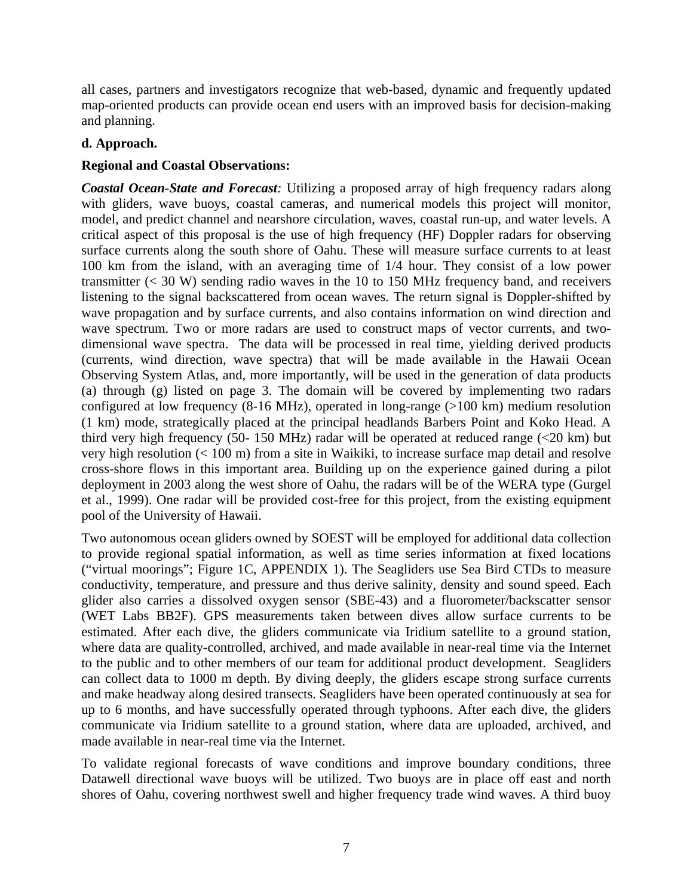all cases, partners and investigators recognize that web-based, dynamic and frequently updated map-oriented products can provide ocean end users with an improved basis for decision-making and planning.

**d. Approach.**

**Regional and Coastal Observations:**

***Coastal Ocean-State and Forecast****:* Utilizing a proposed array of high frequency radars along with gliders, wave buoys, coastal cameras, and numerical models this project will monitor, model, and predict channel and nearshore circulation, waves, coastal run-up, and water levels. A critical aspect of this proposal is the use of high frequency (HF) Doppler radars for observing surface currents along the south shore of Oahu. These will measure surface currents to at least 100 km from the island, with an averaging time of 1/4 hour. They consist of a low power transmitter (< 30 W) sending radio waves in the 10 to 150 MHz frequency band, and receivers listening to the signal backscattered from ocean waves. The return signal is Doppler-shifted by wave propagation and by surface currents, and also contains information on wind direction and wave spectrum. Two or more radars are used to construct maps of vector currents, and two-dimensional wave spectra. The data will be processed in real time, yielding derived products (currents, wind direction, wave spectra) that will be made available in the Hawaii Ocean Observing System Atlas, and, more importantly, will be used in the generation of data products (a) through (g) listed on page 3. The domain will be covered by implementing two radars configured at low frequency (8-16 MHz), operated in long-range (>100 km) medium resolution (1 km) mode, strategically placed at the principal headlands Barbers Point and Koko Head. A third very high frequency (50- 150 MHz) radar will be operated at reduced range (<20 km) but very high resolution (< 100 m) from a site in Waikiki, to increase surface map detail and resolve cross-shore flows in this important area. Building up on the experience gained during a pilot deployment in 2003 along the west shore of Oahu, the radars will be of the WERA type (Gurgel et al., 1999). One radar will be provided cost-free for this project, from the existing equipment pool of the University of Hawaii.

Two autonomous ocean gliders owned by SOEST will be employed for additional data collection to provide regional spatial information, as well as time series information at fixed locations ("virtual moorings"; Figure 1C, APPENDIX 1). The Seagliders use Sea Bird CTDs to measure conductivity, temperature, and pressure and thus derive salinity, density and sound speed. Each glider also carries a dissolved oxygen sensor (SBE-43) and a fluorometer/backscatter sensor (WET Labs BB2F). GPS measurements taken between dives allow surface currents to be estimated. After each dive, the gliders communicate via Iridium satellite to a ground station, where data are quality-controlled, archived, and made available in near-real time via the Internet to the public and to other members of our team for additional product development. Seagliders can collect data to 1000 m depth. By diving deeply, the gliders escape strong surface currents and make headway along desired transects. Seagliders have been operated continuously at sea for up to 6 months, and have successfully operated through typhoons. After each dive, the gliders communicate via Iridium satellite to a ground station, where data are uploaded, archived, and made available in near-real time via the Internet.

To validate regional forecasts of wave conditions and improve boundary conditions, three Datawell directional wave buoys will be utilized. Two buoys are in place off east and north shores of Oahu, covering northwest swell and higher frequency trade wind waves. A third buoy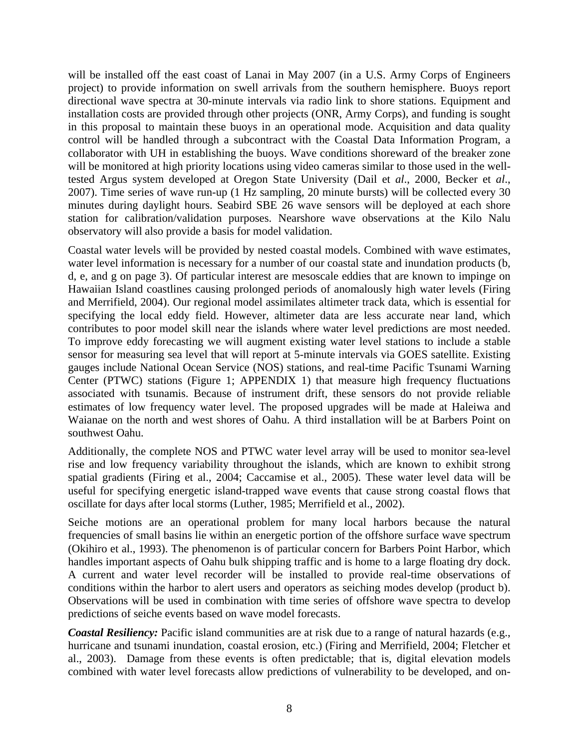will be installed off the east coast of Lanai in May 2007 (in a U.S. Army Corps of Engineers project) to provide information on swell arrivals from the southern hemisphere. Buoys report directional wave spectra at 30-minute intervals via radio link to shore stations. Equipment and installation costs are provided through other projects (ONR, Army Corps), and funding is sought in this proposal to maintain these buoys in an operational mode. Acquisition and data quality control will be handled through a subcontract with the Coastal Data Information Program, a collaborator with UH in establishing the buoys. Wave conditions shoreward of the breaker zone will be monitored at high priority locations using video cameras similar to those used in the well-tested Argus system developed at Oregon State University (Dail et *al*., 2000, Becker et *al*., 2007). Time series of wave run-up (1 Hz sampling, 20 minute bursts) will be collected every 30 minutes during daylight hours. Seabird SBE 26 wave sensors will be deployed at each shore station for calibration/validation purposes. Nearshore wave observations at the Kilo Nalu observatory will also provide a basis for model validation.

Coastal water levels will be provided by nested coastal models. Combined with wave estimates, water level information is necessary for a number of our coastal state and inundation products (b, d, e, and g on page 3). Of particular interest are mesoscale eddies that are known to impinge on Hawaiian Island coastlines causing prolonged periods of anomalously high water levels (Firing and Merrifield, 2004). Our regional model assimilates altimeter track data, which is essential for specifying the local eddy field. However, altimeter data are less accurate near land, which contributes to poor model skill near the islands where water level predictions are most needed. To improve eddy forecasting we will augment existing water level stations to include a stable sensor for measuring sea level that will report at 5-minute intervals via GOES satellite. Existing gauges include National Ocean Service (NOS) stations, and real-time Pacific Tsunami Warning Center (PTWC) stations (Figure 1; APPENDIX 1) that measure high frequency fluctuations associated with tsunamis. Because of instrument drift, these sensors do not provide reliable estimates of low frequency water level. The proposed upgrades will be made at Haleiwa and Waianae on the north and west shores of Oahu. A third installation will be at Barbers Point on southwest Oahu.

Additionally, the complete NOS and PTWC water level array will be used to monitor sea-level rise and low frequency variability throughout the islands, which are known to exhibit strong spatial gradients (Firing et al., 2004; Caccamise et al., 2005). These water level data will be useful for specifying energetic island-trapped wave events that cause strong coastal flows that oscillate for days after local storms (Luther, 1985; Merrifield et al., 2002).

Seiche motions are an operational problem for many local harbors because the natural frequencies of small basins lie within an energetic portion of the offshore surface wave spectrum (Okihiro et al., 1993). The phenomenon is of particular concern for Barbers Point Harbor, which handles important aspects of Oahu bulk shipping traffic and is home to a large floating dry dock. A current and water level recorder will be installed to provide real-time observations of conditions within the harbor to alert users and operators as seiching modes develop (product b). Observations will be used in combination with time series of offshore wave spectra to develop predictions of seiche events based on wave model forecasts.

***Coastal Resiliency:*** Pacific island communities are at risk due to a range of natural hazards (e.g., hurricane and tsunami inundation, coastal erosion, etc.) (Firing and Merrifield, 2004; Fletcher et al., 2003). Damage from these events is often predictable; that is, digital elevation models combined with water level forecasts allow predictions of vulnerability to be developed, and on-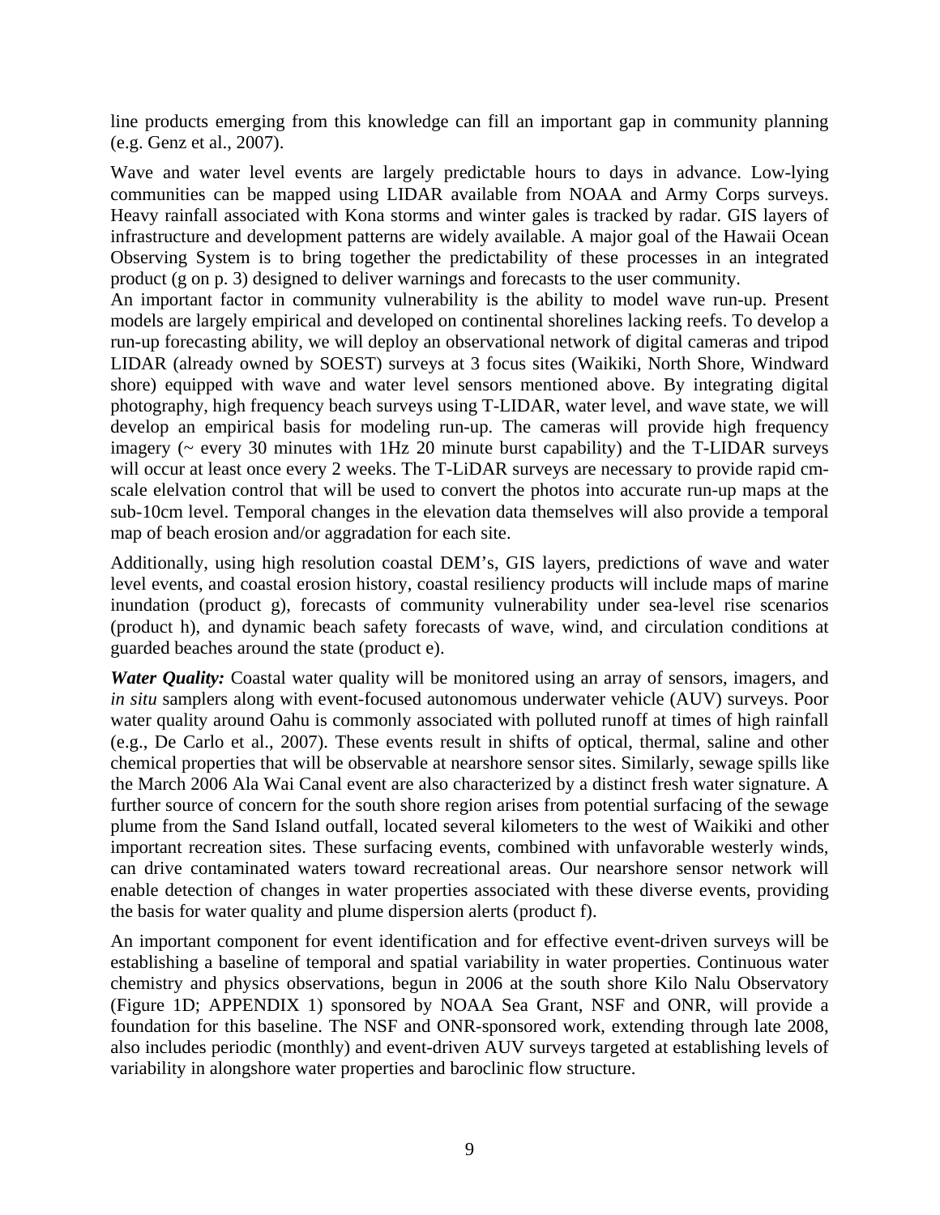line products emerging from this knowledge can fill an important gap in community planning (e.g. Genz et al., 2007).

Wave and water level events are largely predictable hours to days in advance. Low-lying communities can be mapped using LIDAR available from NOAA and Army Corps surveys. Heavy rainfall associated with Kona storms and winter gales is tracked by radar. GIS layers of infrastructure and development patterns are widely available. A major goal of the Hawaii Ocean Observing System is to bring together the predictability of these processes in an integrated product (g on p. 3) designed to deliver warnings and forecasts to the user community.

An important factor in community vulnerability is the ability to model wave run-up. Present models are largely empirical and developed on continental shorelines lacking reefs. To develop a run-up forecasting ability, we will deploy an observational network of digital cameras and tripod LIDAR (already owned by SOEST) surveys at 3 focus sites (Waikiki, North Shore, Windward shore) equipped with wave and water level sensors mentioned above. By integrating digital photography, high frequency beach surveys using T-LIDAR, water level, and wave state, we will develop an empirical basis for modeling run-up. The cameras will provide high frequency imagery (~ every 30 minutes with 1Hz 20 minute burst capability) and the T-LIDAR surveys will occur at least once every 2 weeks. The T-LiDAR surveys are necessary to provide rapid cm-scale elelvation control that will be used to convert the photos into accurate run-up maps at the sub-10cm level. Temporal changes in the elevation data themselves will also provide a temporal map of beach erosion and/or aggradation for each site.

Additionally, using high resolution coastal DEM's, GIS layers, predictions of wave and water level events, and coastal erosion history, coastal resiliency products will include maps of marine inundation (product g), forecasts of community vulnerability under sea-level rise scenarios (product h), and dynamic beach safety forecasts of wave, wind, and circulation conditions at guarded beaches around the state (product e).

***Water Quality:*** Coastal water quality will be monitored using an array of sensors, imagers, and *in situ* samplers along with event-focused autonomous underwater vehicle (AUV) surveys. Poor water quality around Oahu is commonly associated with polluted runoff at times of high rainfall (e.g., De Carlo et al., 2007). These events result in shifts of optical, thermal, saline and other chemical properties that will be observable at nearshore sensor sites. Similarly, sewage spills like the March 2006 Ala Wai Canal event are also characterized by a distinct fresh water signature. A further source of concern for the south shore region arises from potential surfacing of the sewage plume from the Sand Island outfall, located several kilometers to the west of Waikiki and other important recreation sites. These surfacing events, combined with unfavorable westerly winds, can drive contaminated waters toward recreational areas. Our nearshore sensor network will enable detection of changes in water properties associated with these diverse events, providing the basis for water quality and plume dispersion alerts (product f).

An important component for event identification and for effective event-driven surveys will be establishing a baseline of temporal and spatial variability in water properties. Continuous water chemistry and physics observations, begun in 2006 at the south shore Kilo Nalu Observatory (Figure 1D; APPENDIX 1) sponsored by NOAA Sea Grant, NSF and ONR, will provide a foundation for this baseline. The NSF and ONR-sponsored work, extending through late 2008, also includes periodic (monthly) and event-driven AUV surveys targeted at establishing levels of variability in alongshore water properties and baroclinic flow structure.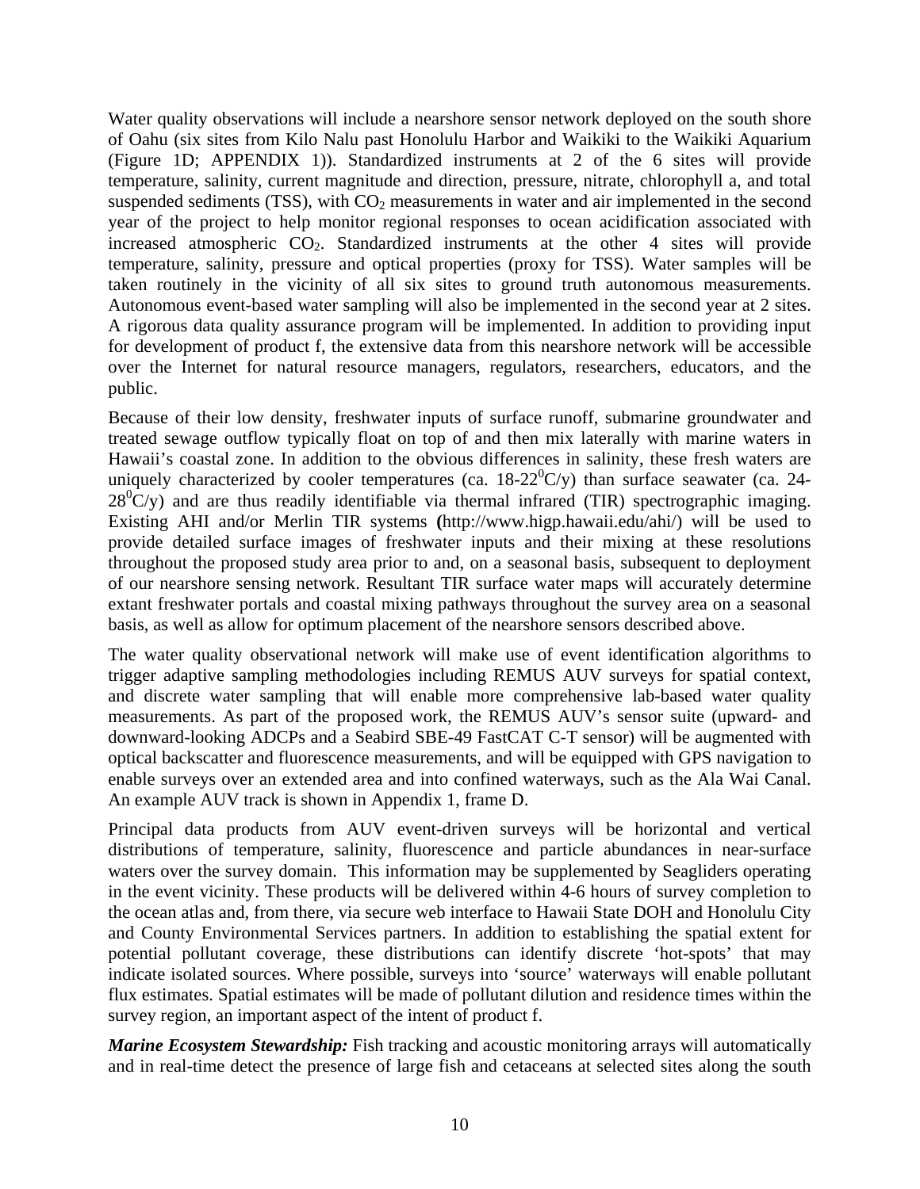Water quality observations will include a nearshore sensor network deployed on the south shore of Oahu (six sites from Kilo Nalu past Honolulu Harbor and Waikiki to the Waikiki Aquarium (Figure 1D; APPENDIX 1)). Standardized instruments at 2 of the 6 sites will provide temperature, salinity, current magnitude and direction, pressure, nitrate, chlorophyll a, and total suspended sediments (TSS), with $CO_2$ measurements in water and air implemented in the second year of the project to help monitor regional responses to ocean acidification associated with increased atmospheric $CO_2$. Standardized instruments at the other 4 sites will provide temperature, salinity, pressure and optical properties (proxy for TSS). Water samples will be taken routinely in the vicinity of all six sites to ground truth autonomous measurements. Autonomous event-based water sampling will also be implemented in the second year at 2 sites. A rigorous data quality assurance program will be implemented. In addition to providing input for development of product f, the extensive data from this nearshore network will be accessible over the Internet for natural resource managers, regulators, researchers, educators, and the public.

Because of their low density, freshwater inputs of surface runoff, submarine groundwater and treated sewage outflow typically float on top of and then mix laterally with marine waters in Hawaii's coastal zone. In addition to the obvious differences in salinity, these fresh waters are uniquely characterized by cooler temperatures (ca. $18\text{-}22^0$C/y) than surface seawater (ca. $24\text{-}28^0$C/y) and are thus readily identifiable via thermal infrared (TIR) spectrographic imaging. Existing AHI and/or Merlin TIR systems **(**http://www.higp.hawaii.edu/ahi/) will be used to provide detailed surface images of freshwater inputs and their mixing at these resolutions throughout the proposed study area prior to and, on a seasonal basis, subsequent to deployment of our nearshore sensing network. Resultant TIR surface water maps will accurately determine extant freshwater portals and coastal mixing pathways throughout the survey area on a seasonal basis, as well as allow for optimum placement of the nearshore sensors described above.

The water quality observational network will make use of event identification algorithms to trigger adaptive sampling methodologies including REMUS AUV surveys for spatial context, and discrete water sampling that will enable more comprehensive lab-based water quality measurements. As part of the proposed work, the REMUS AUV's sensor suite (upward- and downward-looking ADCPs and a Seabird SBE-49 FastCAT C-T sensor) will be augmented with optical backscatter and fluorescence measurements, and will be equipped with GPS navigation to enable surveys over an extended area and into confined waterways, such as the Ala Wai Canal. An example AUV track is shown in Appendix 1, frame D.

Principal data products from AUV event-driven surveys will be horizontal and vertical distributions of temperature, salinity, fluorescence and particle abundances in near-surface waters over the survey domain. This information may be supplemented by Seagliders operating in the event vicinity. These products will be delivered within 4-6 hours of survey completion to the ocean atlas and, from there, via secure web interface to Hawaii State DOH and Honolulu City and County Environmental Services partners. In addition to establishing the spatial extent for potential pollutant coverage, these distributions can identify discrete 'hot-spots' that may indicate isolated sources. Where possible, surveys into 'source' waterways will enable pollutant flux estimates. Spatial estimates will be made of pollutant dilution and residence times within the survey region, an important aspect of the intent of product f.

***Marine Ecosystem Stewardship:*** Fish tracking and acoustic monitoring arrays will automatically and in real-time detect the presence of large fish and cetaceans at selected sites along the south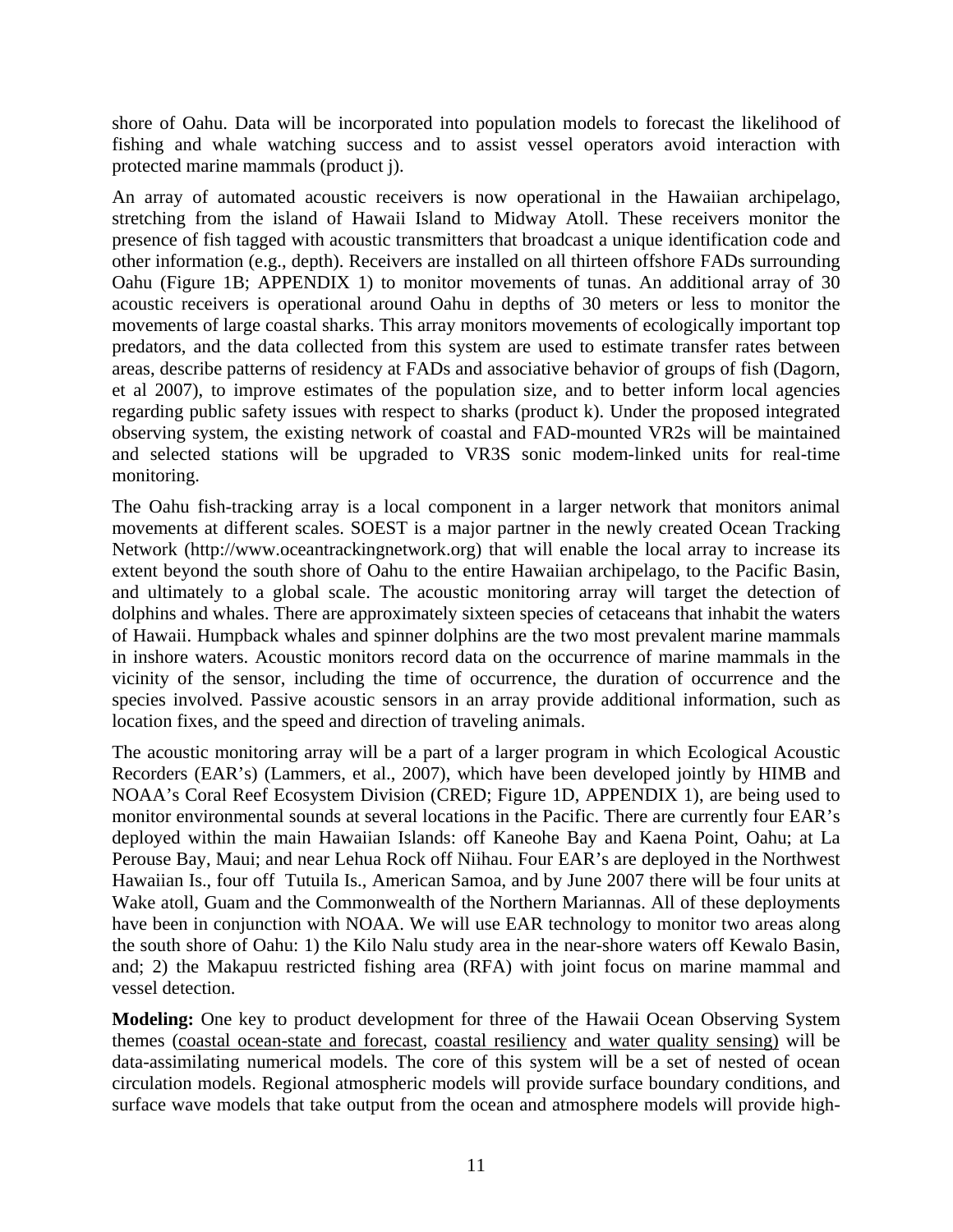shore of Oahu. Data will be incorporated into population models to forecast the likelihood of fishing and whale watching success and to assist vessel operators avoid interaction with protected marine mammals (product j).

An array of automated acoustic receivers is now operational in the Hawaiian archipelago, stretching from the island of Hawaii Island to Midway Atoll. These receivers monitor the presence of fish tagged with acoustic transmitters that broadcast a unique identification code and other information (e.g., depth). Receivers are installed on all thirteen offshore FADs surrounding Oahu (Figure 1B; APPENDIX 1) to monitor movements of tunas. An additional array of 30 acoustic receivers is operational around Oahu in depths of 30 meters or less to monitor the movements of large coastal sharks. This array monitors movements of ecologically important top predators, and the data collected from this system are used to estimate transfer rates between areas, describe patterns of residency at FADs and associative behavior of groups of fish (Dagorn, et al 2007), to improve estimates of the population size, and to better inform local agencies regarding public safety issues with respect to sharks (product k). Under the proposed integrated observing system, the existing network of coastal and FAD-mounted VR2s will be maintained and selected stations will be upgraded to VR3S sonic modem-linked units for real-time monitoring.

The Oahu fish-tracking array is a local component in a larger network that monitors animal movements at different scales. SOEST is a major partner in the newly created Ocean Tracking Network (http://www.oceantrackingnetwork.org) that will enable the local array to increase its extent beyond the south shore of Oahu to the entire Hawaiian archipelago, to the Pacific Basin, and ultimately to a global scale. The acoustic monitoring array will target the detection of dolphins and whales. There are approximately sixteen species of cetaceans that inhabit the waters of Hawaii. Humpback whales and spinner dolphins are the two most prevalent marine mammals in inshore waters. Acoustic monitors record data on the occurrence of marine mammals in the vicinity of the sensor, including the time of occurrence, the duration of occurrence and the species involved. Passive acoustic sensors in an array provide additional information, such as location fixes, and the speed and direction of traveling animals.

The acoustic monitoring array will be a part of a larger program in which Ecological Acoustic Recorders (EAR's) (Lammers, et al., 2007), which have been developed jointly by HIMB and NOAA's Coral Reef Ecosystem Division (CRED; Figure 1D, APPENDIX 1), are being used to monitor environmental sounds at several locations in the Pacific. There are currently four EAR's deployed within the main Hawaiian Islands: off Kaneohe Bay and Kaena Point, Oahu; at La Perouse Bay, Maui; and near Lehua Rock off Niihau. Four EAR's are deployed in the Northwest Hawaiian Is., four off Tutuila Is., American Samoa, and by June 2007 there will be four units at Wake atoll, Guam and the Commonwealth of the Northern Mariannas. All of these deployments have been in conjunction with NOAA. We will use EAR technology to monitor two areas along the south shore of Oahu: 1) the Kilo Nalu study area in the near-shore waters off Kewalo Basin, and; 2) the Makapuu restricted fishing area (RFA) with joint focus on marine mammal and vessel detection.

**Modeling:** One key to product development for three of the Hawaii Ocean Observing System themes (coastal ocean-state and forecast, coastal resiliency and water quality sensing) will be data-assimilating numerical models. The core of this system will be a set of nested of ocean circulation models. Regional atmospheric models will provide surface boundary conditions, and surface wave models that take output from the ocean and atmosphere models will provide high-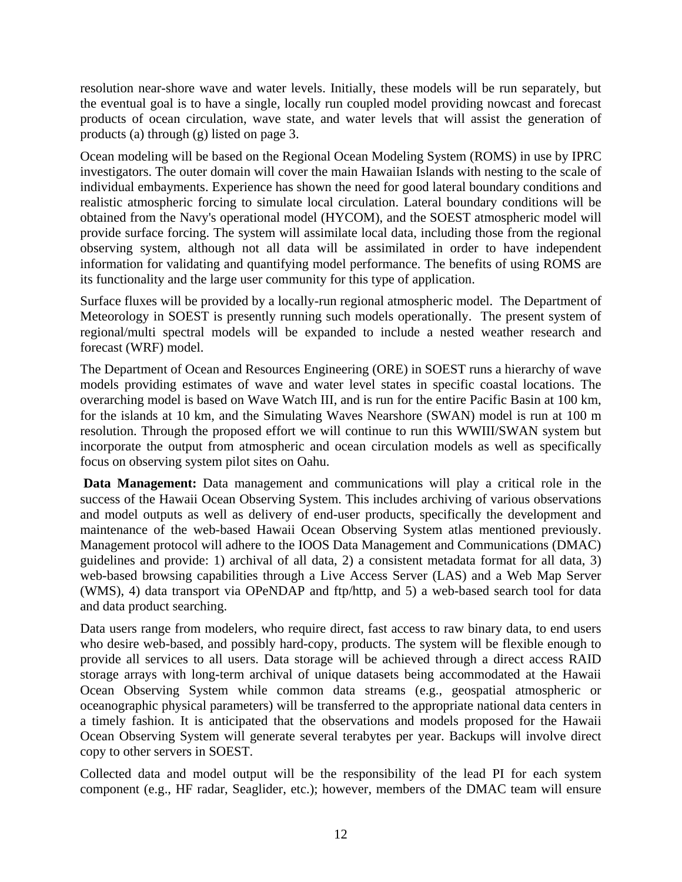resolution near-shore wave and water levels. Initially, these models will be run separately, but the eventual goal is to have a single, locally run coupled model providing nowcast and forecast products of ocean circulation, wave state, and water levels that will assist the generation of products (a) through (g) listed on page 3.

Ocean modeling will be based on the Regional Ocean Modeling System (ROMS) in use by IPRC investigators. The outer domain will cover the main Hawaiian Islands with nesting to the scale of individual embayments. Experience has shown the need for good lateral boundary conditions and realistic atmospheric forcing to simulate local circulation. Lateral boundary conditions will be obtained from the Navy's operational model (HYCOM), and the SOEST atmospheric model will provide surface forcing. The system will assimilate local data, including those from the regional observing system, although not all data will be assimilated in order to have independent information for validating and quantifying model performance. The benefits of using ROMS are its functionality and the large user community for this type of application.

Surface fluxes will be provided by a locally-run regional atmospheric model. The Department of Meteorology in SOEST is presently running such models operationally. The present system of regional/multi spectral models will be expanded to include a nested weather research and forecast (WRF) model.

The Department of Ocean and Resources Engineering (ORE) in SOEST runs a hierarchy of wave models providing estimates of wave and water level states in specific coastal locations. The overarching model is based on Wave Watch III, and is run for the entire Pacific Basin at 100 km, for the islands at 10 km, and the Simulating Waves Nearshore (SWAN) model is run at 100 m resolution. Through the proposed effort we will continue to run this WWIII/SWAN system but incorporate the output from atmospheric and ocean circulation models as well as specifically focus on observing system pilot sites on Oahu.

**Data Management:** Data management and communications will play a critical role in the success of the Hawaii Ocean Observing System. This includes archiving of various observations and model outputs as well as delivery of end-user products, specifically the development and maintenance of the web-based Hawaii Ocean Observing System atlas mentioned previously. Management protocol will adhere to the IOOS Data Management and Communications (DMAC) guidelines and provide: 1) archival of all data, 2) a consistent metadata format for all data, 3) web-based browsing capabilities through a Live Access Server (LAS) and a Web Map Server (WMS), 4) data transport via OPeNDAP and ftp/http, and 5) a web-based search tool for data and data product searching.

Data users range from modelers, who require direct, fast access to raw binary data, to end users who desire web-based, and possibly hard-copy, products. The system will be flexible enough to provide all services to all users. Data storage will be achieved through a direct access RAID storage arrays with long-term archival of unique datasets being accommodated at the Hawaii Ocean Observing System while common data streams (e.g., geospatial atmospheric or oceanographic physical parameters) will be transferred to the appropriate national data centers in a timely fashion. It is anticipated that the observations and models proposed for the Hawaii Ocean Observing System will generate several terabytes per year. Backups will involve direct copy to other servers in SOEST.

Collected data and model output will be the responsibility of the lead PI for each system component (e.g., HF radar, Seaglider, etc.); however, members of the DMAC team will ensure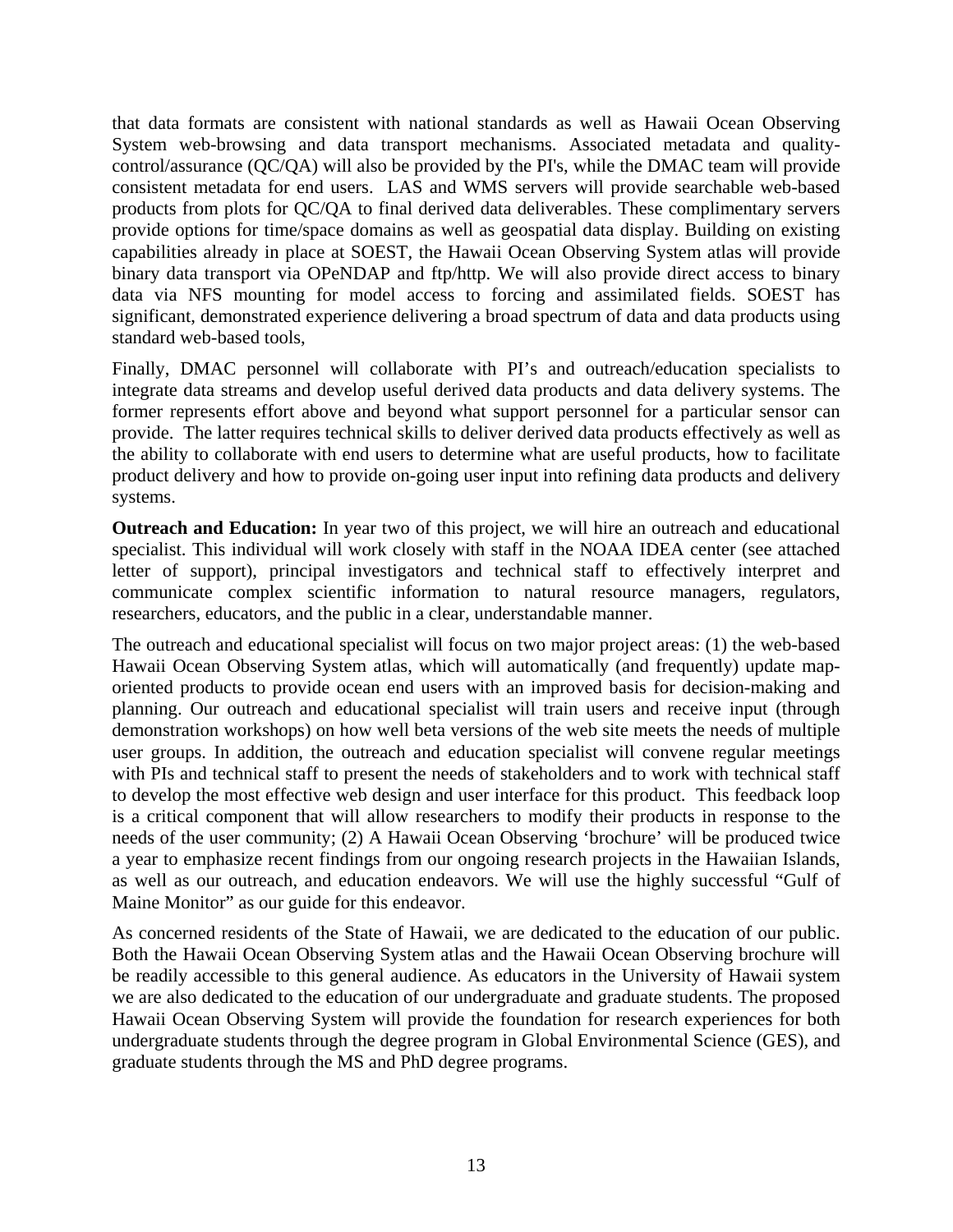that data formats are consistent with national standards as well as Hawaii Ocean Observing System web-browsing and data transport mechanisms. Associated metadata and quality-control/assurance (QC/QA) will also be provided by the PI's, while the DMAC team will provide consistent metadata for end users. LAS and WMS servers will provide searchable web-based products from plots for QC/QA to final derived data deliverables. These complimentary servers provide options for time/space domains as well as geospatial data display. Building on existing capabilities already in place at SOEST, the Hawaii Ocean Observing System atlas will provide binary data transport via OPeNDAP and ftp/http. We will also provide direct access to binary data via NFS mounting for model access to forcing and assimilated fields. SOEST has significant, demonstrated experience delivering a broad spectrum of data and data products using standard web-based tools,

Finally, DMAC personnel will collaborate with PI's and outreach/education specialists to integrate data streams and develop useful derived data products and data delivery systems. The former represents effort above and beyond what support personnel for a particular sensor can provide. The latter requires technical skills to deliver derived data products effectively as well as the ability to collaborate with end users to determine what are useful products, how to facilitate product delivery and how to provide on-going user input into refining data products and delivery systems.

**Outreach and Education:** In year two of this project, we will hire an outreach and educational specialist. This individual will work closely with staff in the NOAA IDEA center (see attached letter of support), principal investigators and technical staff to effectively interpret and communicate complex scientific information to natural resource managers, regulators, researchers, educators, and the public in a clear, understandable manner.

The outreach and educational specialist will focus on two major project areas: (1) the web-based Hawaii Ocean Observing System atlas, which will automatically (and frequently) update map-oriented products to provide ocean end users with an improved basis for decision-making and planning. Our outreach and educational specialist will train users and receive input (through demonstration workshops) on how well beta versions of the web site meets the needs of multiple user groups. In addition, the outreach and education specialist will convene regular meetings with PIs and technical staff to present the needs of stakeholders and to work with technical staff to develop the most effective web design and user interface for this product. This feedback loop is a critical component that will allow researchers to modify their products in response to the needs of the user community; (2) A Hawaii Ocean Observing 'brochure' will be produced twice a year to emphasize recent findings from our ongoing research projects in the Hawaiian Islands, as well as our outreach, and education endeavors. We will use the highly successful "Gulf of Maine Monitor" as our guide for this endeavor.

As concerned residents of the State of Hawaii, we are dedicated to the education of our public. Both the Hawaii Ocean Observing System atlas and the Hawaii Ocean Observing brochure will be readily accessible to this general audience. As educators in the University of Hawaii system we are also dedicated to the education of our undergraduate and graduate students. The proposed Hawaii Ocean Observing System will provide the foundation for research experiences for both undergraduate students through the degree program in Global Environmental Science (GES), and graduate students through the MS and PhD degree programs.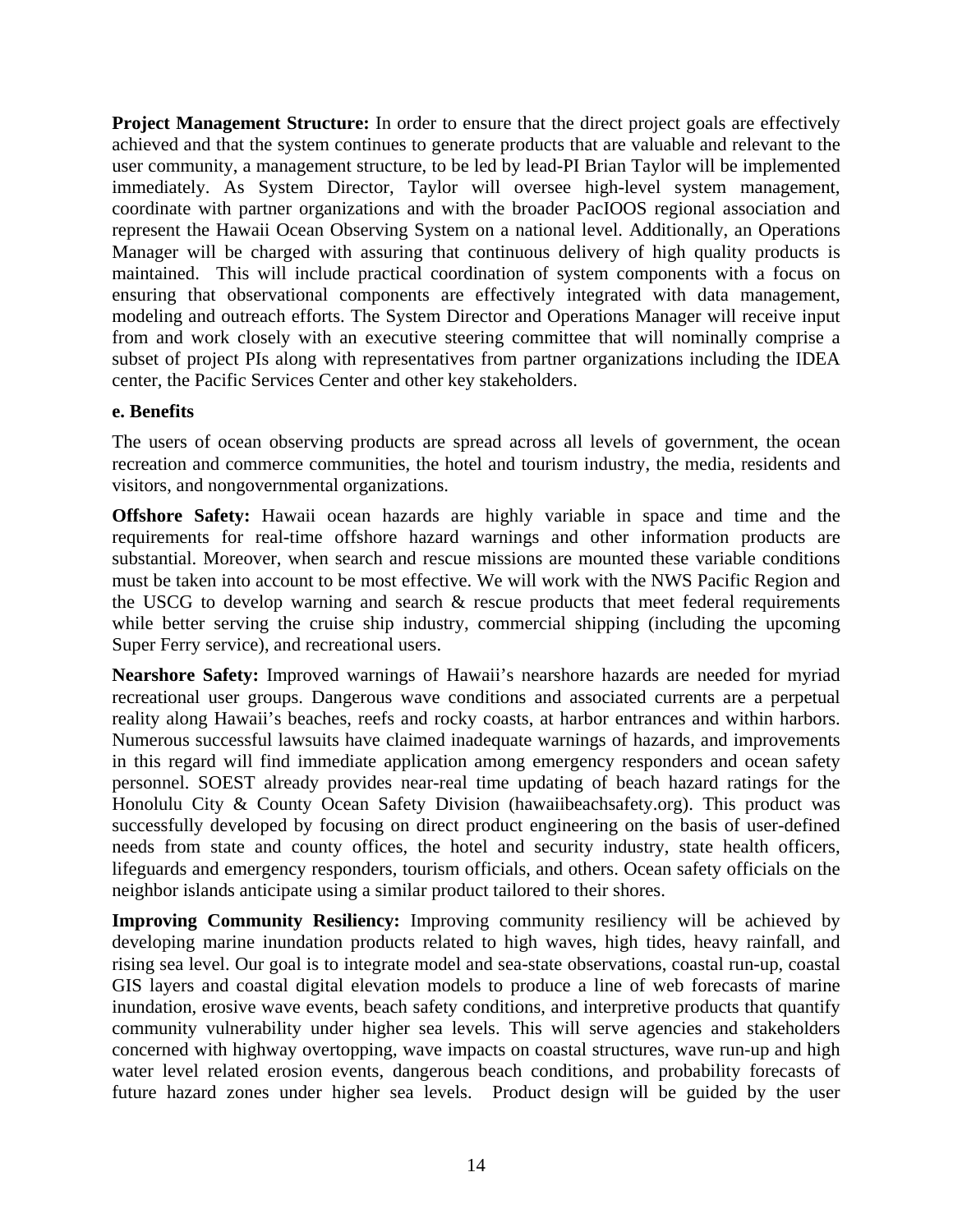**Project Management Structure:** In order to ensure that the direct project goals are effectively achieved and that the system continues to generate products that are valuable and relevant to the user community, a management structure, to be led by lead-PI Brian Taylor will be implemented immediately. As System Director, Taylor will oversee high-level system management, coordinate with partner organizations and with the broader PacIOOS regional association and represent the Hawaii Ocean Observing System on a national level. Additionally, an Operations Manager will be charged with assuring that continuous delivery of high quality products is maintained. This will include practical coordination of system components with a focus on ensuring that observational components are effectively integrated with data management, modeling and outreach efforts. The System Director and Operations Manager will receive input from and work closely with an executive steering committee that will nominally comprise a subset of project PIs along with representatives from partner organizations including the IDEA center, the Pacific Services Center and other key stakeholders.

**e. Benefits**

The users of ocean observing products are spread across all levels of government, the ocean recreation and commerce communities, the hotel and tourism industry, the media, residents and visitors, and nongovernmental organizations.

**Offshore Safety:** Hawaii ocean hazards are highly variable in space and time and the requirements for real-time offshore hazard warnings and other information products are substantial. Moreover, when search and rescue missions are mounted these variable conditions must be taken into account to be most effective. We will work with the NWS Pacific Region and the USCG to develop warning and search & rescue products that meet federal requirements while better serving the cruise ship industry, commercial shipping (including the upcoming Super Ferry service), and recreational users.

**Nearshore Safety:** Improved warnings of Hawaii's nearshore hazards are needed for myriad recreational user groups. Dangerous wave conditions and associated currents are a perpetual reality along Hawaii's beaches, reefs and rocky coasts, at harbor entrances and within harbors. Numerous successful lawsuits have claimed inadequate warnings of hazards, and improvements in this regard will find immediate application among emergency responders and ocean safety personnel. SOEST already provides near-real time updating of beach hazard ratings for the Honolulu City & County Ocean Safety Division (hawaiibeachsafety.org). This product was successfully developed by focusing on direct product engineering on the basis of user-defined needs from state and county offices, the hotel and security industry, state health officers, lifeguards and emergency responders, tourism officials, and others. Ocean safety officials on the neighbor islands anticipate using a similar product tailored to their shores.

**Improving Community Resiliency:** Improving community resiliency will be achieved by developing marine inundation products related to high waves, high tides, heavy rainfall, and rising sea level. Our goal is to integrate model and sea-state observations, coastal run-up, coastal GIS layers and coastal digital elevation models to produce a line of web forecasts of marine inundation, erosive wave events, beach safety conditions, and interpretive products that quantify community vulnerability under higher sea levels. This will serve agencies and stakeholders concerned with highway overtopping, wave impacts on coastal structures, wave run-up and high water level related erosion events, dangerous beach conditions, and probability forecasts of future hazard zones under higher sea levels. Product design will be guided by the user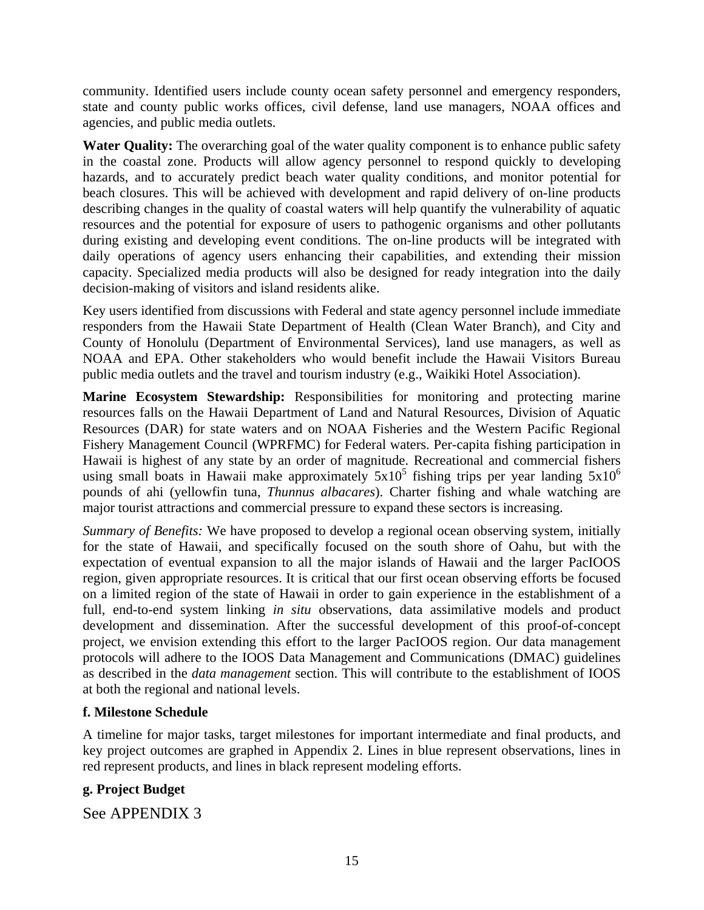community. Identified users include county ocean safety personnel and emergency responders, state and county public works offices, civil defense, land use managers, NOAA offices and agencies, and public media outlets.

**Water Quality:** The overarching goal of the water quality component is to enhance public safety in the coastal zone. Products will allow agency personnel to respond quickly to developing hazards, and to accurately predict beach water quality conditions, and monitor potential for beach closures. This will be achieved with development and rapid delivery of on-line products describing changes in the quality of coastal waters will help quantify the vulnerability of aquatic resources and the potential for exposure of users to pathogenic organisms and other pollutants during existing and developing event conditions. The on-line products will be integrated with daily operations of agency users enhancing their capabilities, and extending their mission capacity. Specialized media products will also be designed for ready integration into the daily decision-making of visitors and island residents alike.

Key users identified from discussions with Federal and state agency personnel include immediate responders from the Hawaii State Department of Health (Clean Water Branch), and City and County of Honolulu (Department of Environmental Services), land use managers, as well as NOAA and EPA. Other stakeholders who would benefit include the Hawaii Visitors Bureau public media outlets and the travel and tourism industry (e.g., Waikiki Hotel Association).

**Marine Ecosystem Stewardship:** Responsibilities for monitoring and protecting marine resources falls on the Hawaii Department of Land and Natural Resources, Division of Aquatic Resources (DAR) for state waters and on NOAA Fisheries and the Western Pacific Regional Fishery Management Council (WPRFMC) for Federal waters. Per-capita fishing participation in Hawaii is highest of any state by an order of magnitude. Recreational and commercial fishers using small boats in Hawaii make approximately $5x10^5$ fishing trips per year landing $5x10^6$ pounds of ahi (yellowfin tuna, *Thunnus albacares*). Charter fishing and whale watching are major tourist attractions and commercial pressure to expand these sectors is increasing.

*Summary of Benefits:* We have proposed to develop a regional ocean observing system, initially for the state of Hawaii, and specifically focused on the south shore of Oahu, but with the expectation of eventual expansion to all the major islands of Hawaii and the larger PacIOOS region, given appropriate resources. It is critical that our first ocean observing efforts be focused on a limited region of the state of Hawaii in order to gain experience in the establishment of a full, end-to-end system linking *in situ* observations, data assimilative models and product development and dissemination. After the successful development of this proof-of-concept project, we envision extending this effort to the larger PacIOOS region. Our data management protocols will adhere to the IOOS Data Management and Communications (DMAC) guidelines as described in the *data management* section. This will contribute to the establishment of IOOS at both the regional and national levels.

### f. Milestone Schedule

A timeline for major tasks, target milestones for important intermediate and final products, and key project outcomes are graphed in Appendix 2. Lines in blue represent observations, lines in red represent products, and lines in black represent modeling efforts.

### g. Project Budget

See APPENDIX 3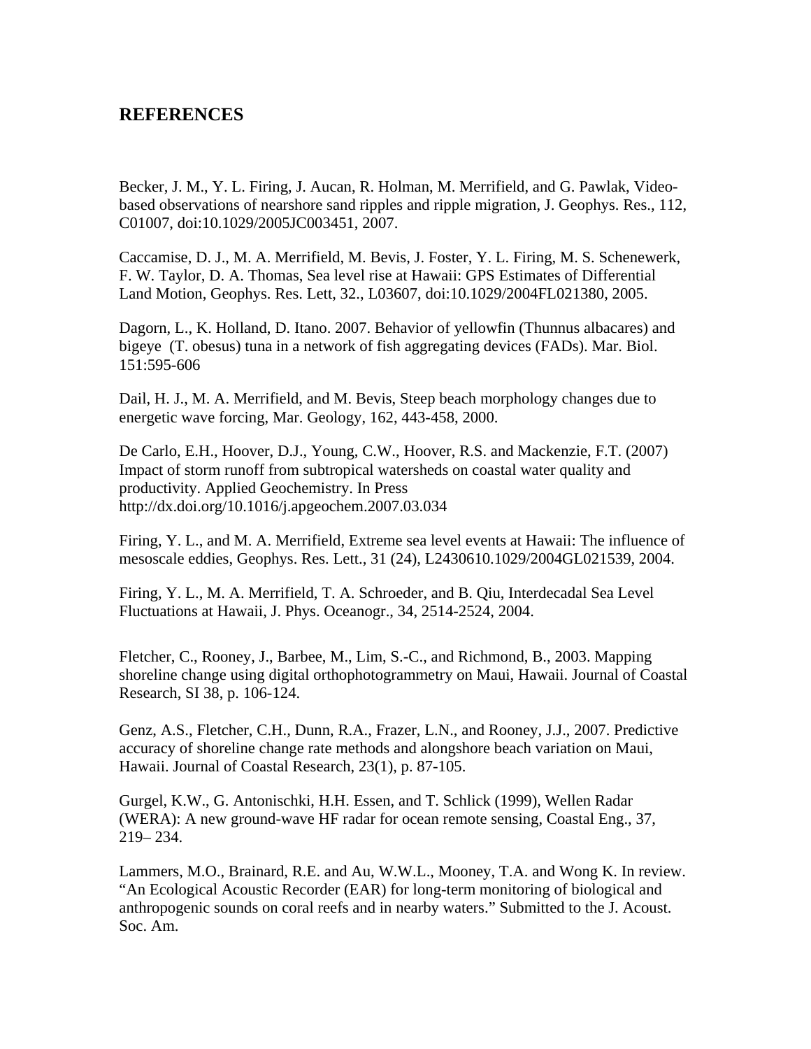## REFERENCES

Becker, J. M., Y. L. Firing, J. Aucan, R. Holman, M. Merrifield, and G. Pawlak, Video-based observations of nearshore sand ripples and ripple migration, J. Geophys. Res., 112, C01007, doi:10.1029/2005JC003451, 2007.

Caccamise, D. J., M. A. Merrifield, M. Bevis, J. Foster, Y. L. Firing, M. S. Schenewerk, F. W. Taylor, D. A. Thomas, Sea level rise at Hawaii: GPS Estimates of Differential Land Motion, Geophys. Res. Lett, 32., L03607, doi:10.1029/2004FL021380, 2005.

Dagorn, L., K. Holland, D. Itano. 2007. Behavior of yellowfin (Thunnus albacares) and bigeye (T. obesus) tuna in a network of fish aggregating devices (FADs). Mar. Biol. 151:595-606

Dail, H. J., M. A. Merrifield, and M. Bevis, Steep beach morphology changes due to energetic wave forcing, Mar. Geology, 162, 443-458, 2000.

De Carlo, E.H., Hoover, D.J., Young, C.W., Hoover, R.S. and Mackenzie, F.T. (2007) Impact of storm runoff from subtropical watersheds on coastal water quality and productivity. Applied Geochemistry. In Press http://dx.doi.org/10.1016/j.apgeochem.2007.03.034

Firing, Y. L., and M. A. Merrifield, Extreme sea level events at Hawaii: The influence of mesoscale eddies, Geophys. Res. Lett., 31 (24), L2430610.1029/2004GL021539, 2004.

Firing, Y. L., M. A. Merrifield, T. A. Schroeder, and B. Qiu, Interdecadal Sea Level Fluctuations at Hawaii, J. Phys. Oceanogr., 34, 2514-2524, 2004.

Fletcher, C., Rooney, J., Barbee, M., Lim, S.-C., and Richmond, B., 2003. Mapping shoreline change using digital orthophotogrammetry on Maui, Hawaii. Journal of Coastal Research, SI 38, p. 106-124.

Genz, A.S., Fletcher, C.H., Dunn, R.A., Frazer, L.N., and Rooney, J.J., 2007. Predictive accuracy of shoreline change rate methods and alongshore beach variation on Maui, Hawaii. Journal of Coastal Research, 23(1), p. 87-105.

Gurgel, K.W., G. Antonischki, H.H. Essen, and T. Schlick (1999), Wellen Radar (WERA): A new ground-wave HF radar for ocean remote sensing, Coastal Eng., 37, 219– 234.

Lammers, M.O., Brainard, R.E. and Au, W.W.L., Mooney, T.A. and Wong K. In review. "An Ecological Acoustic Recorder (EAR) for long-term monitoring of biological and anthropogenic sounds on coral reefs and in nearby waters." Submitted to the J. Acoust. Soc. Am.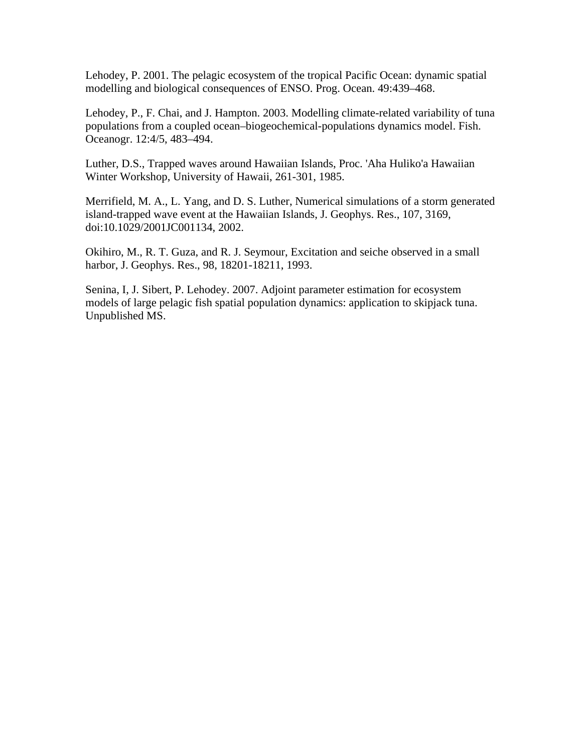Lehodey, P. 2001. The pelagic ecosystem of the tropical Pacific Ocean: dynamic spatial modelling and biological consequences of ENSO. Prog. Ocean. 49:439–468.

Lehodey, P., F. Chai, and J. Hampton. 2003. Modelling climate-related variability of tuna populations from a coupled ocean–biogeochemical-populations dynamics model. Fish. Oceanogr. 12:4/5, 483–494.

Luther, D.S., Trapped waves around Hawaiian Islands, Proc. 'Aha Huliko'a Hawaiian Winter Workshop, University of Hawaii, 261-301, 1985.

Merrifield, M. A., L. Yang, and D. S. Luther, Numerical simulations of a storm generated island-trapped wave event at the Hawaiian Islands, J. Geophys. Res., 107, 3169, doi:10.1029/2001JC001134, 2002.

Okihiro, M., R. T. Guza, and R. J. Seymour, Excitation and seiche observed in a small harbor, J. Geophys. Res., 98, 18201-18211, 1993.

Senina, I, J. Sibert, P. Lehodey. 2007. Adjoint parameter estimation for ecosystem models of large pelagic fish spatial population dynamics: application to skipjack tuna. Unpublished MS.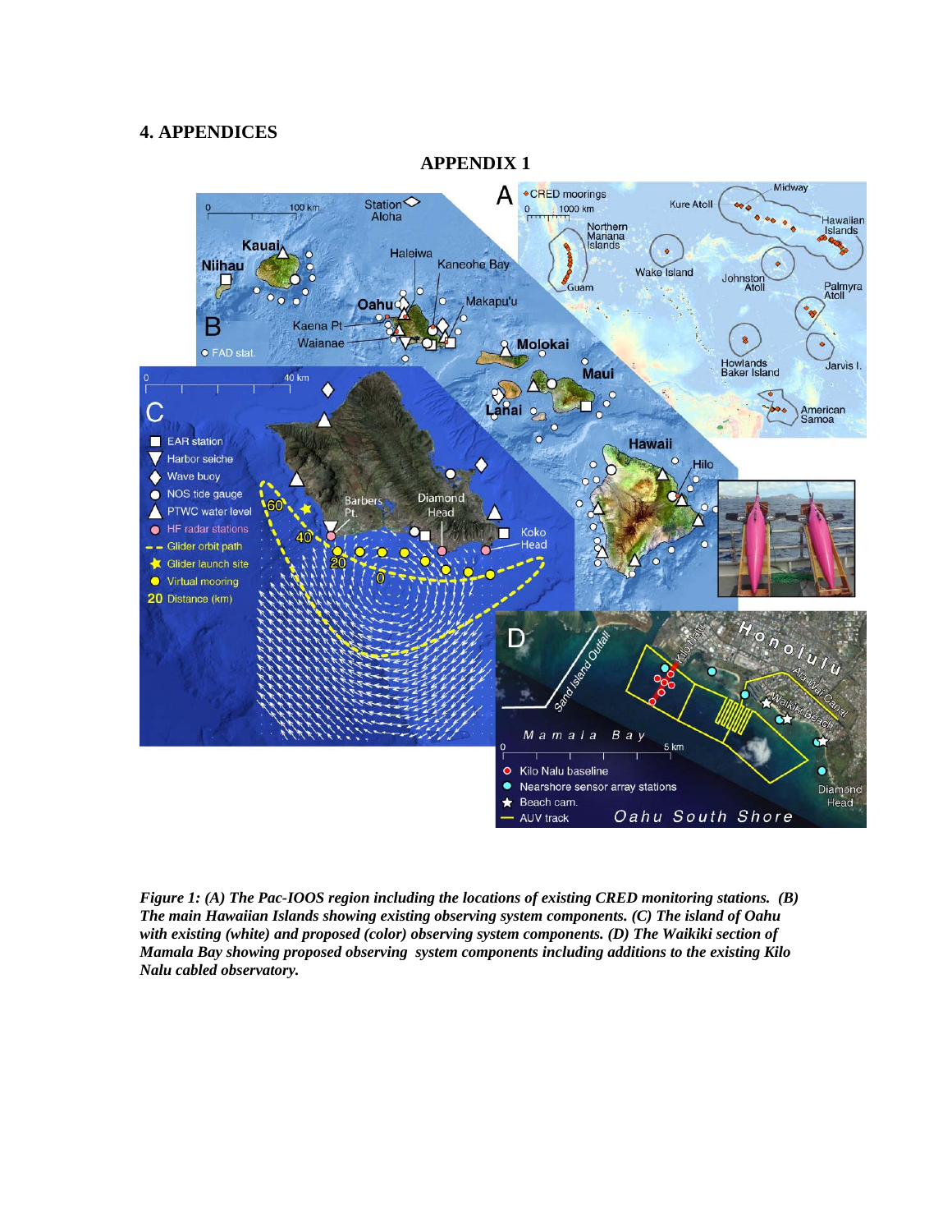# 4. APPENDICES

## APPENDIX 1

***Figure 1: (A) The Pac-IOOS region including the locations of existing CRED monitoring stations. (B) The main Hawaiian Islands showing existing observing system components. (C) The island of Oahu with existing (white) and proposed (color) observing system components. (D) The Waikiki section of Mamala Bay showing proposed observing system components including additions to the existing Kilo Nalu cabled observatory.***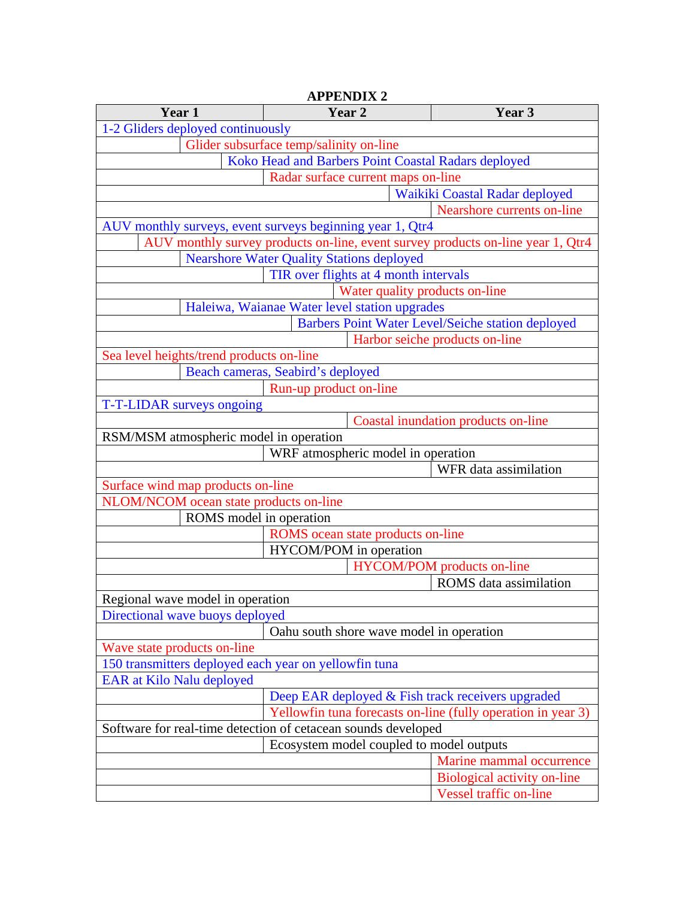# APPENDIX 2

| Year 1 | Year 2 | Year 3 |
|---|---|---|
| 1-2 Gliders deployed continuously | | |
| Glider subsurface temp/salinity on-line | | |
| Koko Head and Barbers Point Coastal Radars deployed | | |
| | Radar surface current maps on-line | |
| | Waikiki Coastal Radar deployed | |
| | | Nearshore currents on-line |
| AUV monthly surveys, event surveys beginning year 1, Qtr4 | | |
| AUV monthly survey products on-line, event survey products on-line year 1, Qtr4 | | |
| Nearshore Water Quality Stations deployed | | |
| | TIR over flights at 4 month intervals | |
| | Water quality products on-line | |
| Haleiwa, Waianae Water level station upgrades | | |
| | Barbers Point Water Level/Seiche station deployed | |
| | Harbor seiche products on-line | |
| Sea level heights/trend products on-line | | |
| Beach cameras, Seabird's deployed | | |
| | Run-up product on-line | |
| T-T-LIDAR surveys ongoing | | |
| | Coastal inundation products on-line | |
| RSM/MSM atmospheric model in operation | | |
| | WRF atmospheric model in operation | |
| | | WFR data assimilation |
| Surface wind map products on-line | | |
| NLOM/NCOM ocean state products on-line | | |
| ROMS model in operation | | |
| | ROMS ocean state products on-line | |
| | HYCOM/POM in operation | |
| | HYCOM/POM products on-line | |
| | | ROMS data assimilation |
| Regional wave model in operation | | |
| Directional wave buoys deployed | | |
| | Oahu south shore wave model in operation | |
| Wave state products on-line | | |
| 150 transmitters deployed each year on yellowfin tuna | | |
| EAR at Kilo Nalu deployed | | |
| | Deep EAR deployed & Fish track receivers upgraded | |
| | Yellowfin tuna forecasts on-line (fully operation in year 3) | |
| Software for real-time detection of cetacean sounds developed | | |
| | Ecosystem model coupled to model outputs | |
| | | Marine mammal occurrence |
| | | Biological activity on-line |
| | | Vessel traffic on-line |